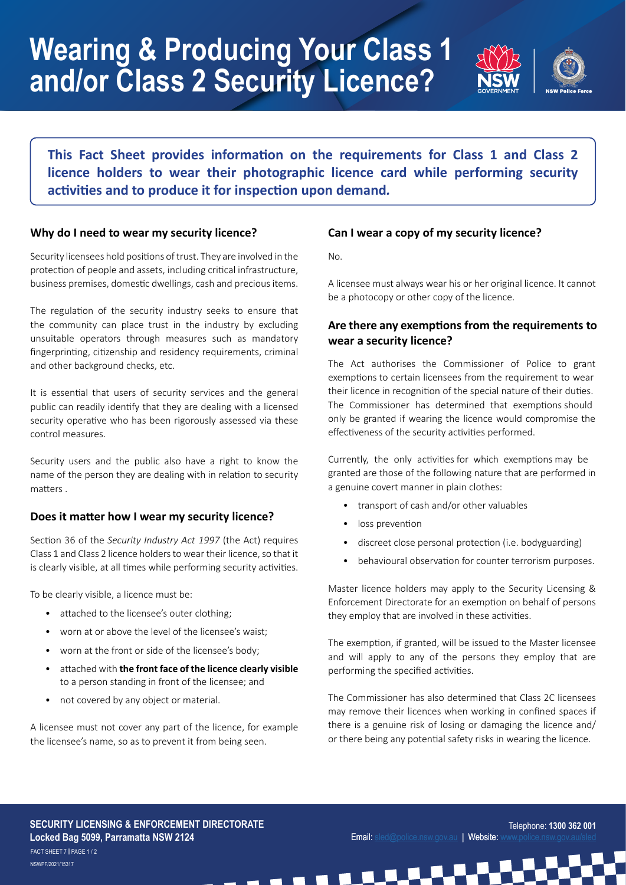# Wearing & Producing Your Class 1 and/or Class 2 Security Licence?

**This Fact Sheet provides information on the requirements for Class 1 and Class 2 licence holders to wear their photographic licence card while performing security activities and to produce it for inspection upon demand.**

## Why do I need to wear my security licence?

Security licensees hold positions of trust. They are involved in the protection of people and assets, including critical infrastructure, business premises, domestic dwellings, cash and precious items.

The regulation of the security industry seeks to ensure that the community can place trust in the industry by excluding unsuitable operators through measures such as mandatory fingerprinting, citizenship and residency requirements, criminal and other background checks, etc.

It is essential that users of security services and the general public can readily identify that they are dealing with a licensed security operative who has been rigorously assessed via these control measures.

Security users and the public also have a right to know the name of the person they are dealing with in relation to security matters .

## Does it matter how I wear my security licence?

Section 36 of the *Security Industry Act 1997* (the Act) requires Class 1 and Class 2 licence holders to wear their licence, so that it is clearly visible, at all times while performing security activities.

To be clearly visible, a licence must be:

- attached to the licensee's outer clothing;
- worn at or above the level of the licensee's waist;
- worn at the front or side of the licensee's body;
- attached with **the front face of the licence clearly visible** to a person standing in front of the licensee; and
- not covered by any object or material.

A licensee must not cover any part of the licence, for example the licensee's name, so as to prevent it from being seen.

## Can I wear a copy of my security licence?

No.

A licensee must always wear his or her original licence. It cannot be a photocopy or other copy of the licence.

## Are there any exemptions from the requirements to wear a security licence?

The Act authorises the Commissioner of Police to grant exemptions to certain licensees from the requirement to wear their licence in recognition of the special nature of their duties. The Commissioner has determined that exemptions should only be granted if wearing the licence would compromise the effectiveness of the security activities performed.

Currently, the only activities for which exemptions may be granted are those of the following nature that are performed in a genuine covert manner in plain clothes:

- transport of cash and/or other valuables
- loss prevention
- discreet close personal protection (i.e. bodyguarding)
- behavioural observation for counter terrorism purposes.

Master licence holders may apply to the Security Licensing & Enforcement Directorate for an exemption on behalf of persons they employ that are involved in these activities.

The exemption, if granted, will be issued to the Master licensee and will apply to any of the persons they employ that are performing the specified activities.

The Commissioner has also determined that Class 2C licensees may remove their licences when working in confined spaces if there is a genuine risk of losing or damaging the licence and/or there being any potential safety risks in wearing the licence.

**SECURITY LICENSING & ENFORCEMENT DIRECTORATE**
**Locked Bag 5099, Parramatta NSW 2124**

Telephone: **1300 362 001**
Email: sled@police.nsw.gov.au | Website: www.police.nsw.gov.au/sled

FACT SHEET 7 | PAGE 1 / 2
NSWPF/2021/15317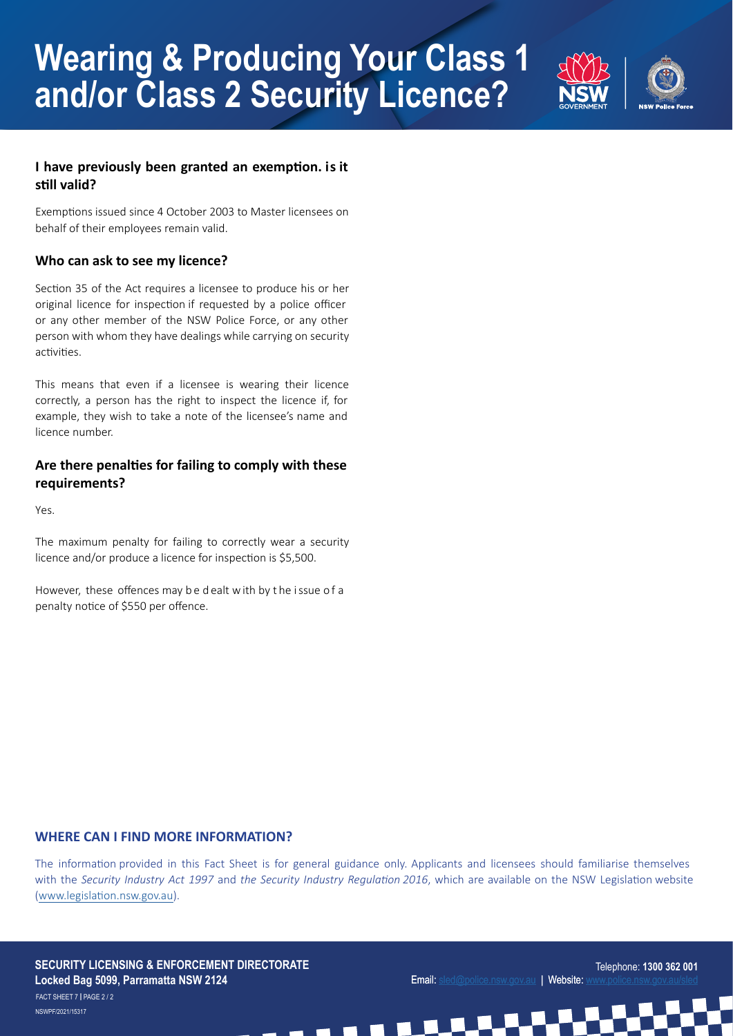# Wearing & Producing Your Class 1 and/or Class 2 Security Licence?

### I have previously been granted an exemption. is it still valid?

Exemptions issued since 4 October 2003 to Master licensees on behalf of their employees remain valid.

### Who can ask to see my licence?

Section 35 of the Act requires a licensee to produce his or her original licence for inspection if requested by a police officer or any other member of the NSW Police Force, or any other person with whom they have dealings while carrying on security activities.

This means that even if a licensee is wearing their licence correctly, a person has the right to inspect the licence if, for example, they wish to take a note of the licensee's name and licence number.

### Are there penalties for failing to comply with these requirements?

Yes.

The maximum penalty for failing to correctly wear a security licence and/or produce a licence for inspection is $5,500.

However, these offences may be dealt with by the issue of a penalty notice of $550 per offence.

### WHERE CAN I FIND MORE INFORMATION?

The information provided in this Fact Sheet is for general guidance only. Applicants and licensees should familiarise themselves with the *Security Industry Act 1997* and *the Security Industry Regulation 2016*, which are available on the NSW Legislation website (www.legislation.nsw.gov.au).

**SECURITY LICENSING & ENFORCEMENT DIRECTORATE**
**Locked Bag 5099, Parramatta NSW 2124**

Telephone: **1300 362 001**
**Email:** sled@police.nsw.gov.au | **Website:** www.police.nsw.gov.au/sled

FACT SHEET 7

NSWPF/2021/15317